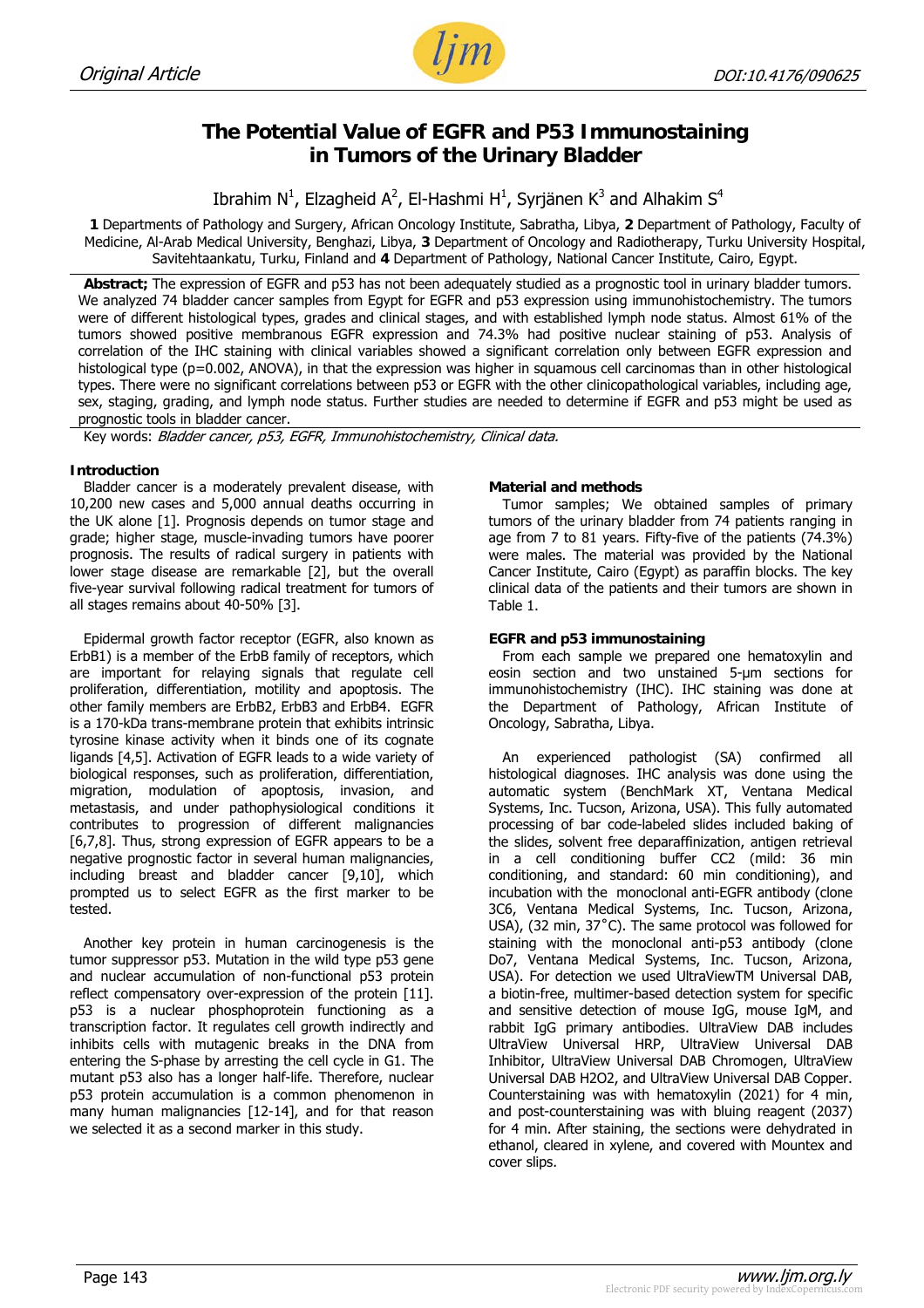Original Article

DOI:10.4176/090625

# The Potential Value of EGFR and P53 Immunostaining in Tumors of the Urinary Bladder

Ibrahim N[1], Elzagheid A[2], El-Hashmi H[1], Syrjänen K[3] and Alhakim S[4]

**1** Departments of Pathology and Surgery, African Oncology Institute, Sabratha, Libya, **2** Department of Pathology, Faculty of Medicine, Al-Arab Medical University, Benghazi, Libya, **3** Department of Oncology and Radiotherapy, Turku University Hospital, Savitehtaankatu, Turku, Finland and **4** Department of Pathology, National Cancer Institute, Cairo, Egypt.

**Abstract;** The expression of EGFR and p53 has not been adequately studied as a prognostic tool in urinary bladder tumors. We analyzed 74 bladder cancer samples from Egypt for EGFR and p53 expression using immunohistochemistry. The tumors were of different histological types, grades and clinical stages, and with established lymph node status. Almost 61% of the tumors showed positive membranous EGFR expression and 74.3% had positive nuclear staining of p53. Analysis of correlation of the IHC staining with clinical variables showed a significant correlation only between EGFR expression and histological type (p=0.002, ANOVA), in that the expression was higher in squamous cell carcinomas than in other histological types. There were no significant correlations between p53 or EGFR with the other clinicopathological variables, including age, sex, staging, grading, and lymph node status. Further studies are needed to determine if EGFR and p53 might be used as prognostic tools in bladder cancer.

Key words: *Bladder cancer, p53, EGFR, Immunohistochemistry, Clinical data.*

## Introduction

Bladder cancer is a moderately prevalent disease, with 10,200 new cases and 5,000 annual deaths occurring in the UK alone [1]. Prognosis depends on tumor stage and grade; higher stage, muscle-invading tumors have poorer prognosis. The results of radical surgery in patients with lower stage disease are remarkable [2], but the overall five-year survival following radical treatment for tumors of all stages remains about 40-50% [3].

Epidermal growth factor receptor (EGFR, also known as ErbB1) is a member of the ErbB family of receptors, which are important for relaying signals that regulate cell proliferation, differentiation, motility and apoptosis. The other family members are ErbB2, ErbB3 and ErbB4. EGFR is a 170-kDa trans-membrane protein that exhibits intrinsic tyrosine kinase activity when it binds one of its cognate ligands [4,5]. Activation of EGFR leads to a wide variety of biological responses, such as proliferation, differentiation, migration, modulation of apoptosis, invasion, and metastasis, and under pathophysiological conditions it contributes to progression of different malignancies [6,7,8]. Thus, strong expression of EGFR appears to be a negative prognostic factor in several human malignancies, including breast and bladder cancer [9,10], which prompted us to select EGFR as the first marker to be tested.

Another key protein in human carcinogenesis is the tumor suppressor p53. Mutation in the wild type p53 gene and nuclear accumulation of non-functional p53 protein reflect compensatory over-expression of the protein [11]. p53 is a nuclear phosphoprotein functioning as a transcription factor. It regulates cell growth indirectly and inhibits cells with mutagenic breaks in the DNA from entering the S-phase by arresting the cell cycle in G1. The mutant p53 also has a longer half-life. Therefore, nuclear p53 protein accumulation is a common phenomenon in many human malignancies [12-14], and for that reason we selected it as a second marker in this study.

## Material and methods

Tumor samples; We obtained samples of primary tumors of the urinary bladder from 74 patients ranging in age from 7 to 81 years. Fifty-five of the patients (74.3%) were males. The material was provided by the National Cancer Institute, Cairo (Egypt) as paraffin blocks. The key clinical data of the patients and their tumors are shown in Table 1.

### EGFR and p53 immunostaining

From each sample we prepared one hematoxylin and eosin section and two unstained 5-µm sections for immunohistochemistry (IHC). IHC staining was done at the Department of Pathology, African Institute of Oncology, Sabratha, Libya.

An experienced pathologist (SA) confirmed all histological diagnoses. IHC analysis was done using the automatic system (BenchMark XT, Ventana Medical Systems, Inc. Tucson, Arizona, USA). This fully automated processing of bar code-labeled slides included baking of the slides, solvent free deparaffinization, antigen retrieval in a cell conditioning buffer CC2 (mild: 36 min conditioning, and standard: 60 min conditioning), and incubation with the monoclonal anti-EGFR antibody (clone 3C6, Ventana Medical Systems, Inc. Tucson, Arizona, USA), (32 min, 37°C). The same protocol was followed for staining with the monoclonal anti-p53 antibody (clone Do7, Ventana Medical Systems, Inc. Tucson, Arizona, USA). For detection we used UltraViewTM Universal DAB, a biotin-free, multimer-based detection system for specific and sensitive detection of mouse IgG, mouse IgM, and rabbit IgG primary antibodies. UltraView DAB includes UltraView Universal HRP, UltraView Universal DAB Inhibitor, UltraView Universal DAB Chromogen, UltraView Universal DAB H2O2, and UltraView Universal DAB Copper. Counterstaining was with hematoxylin (2021) for 4 min, and post-counterstaining was with bluing reagent (2037) for 4 min. After staining, the sections were dehydrated in ethanol, cleared in xylene, and covered with Mountex and cover slips.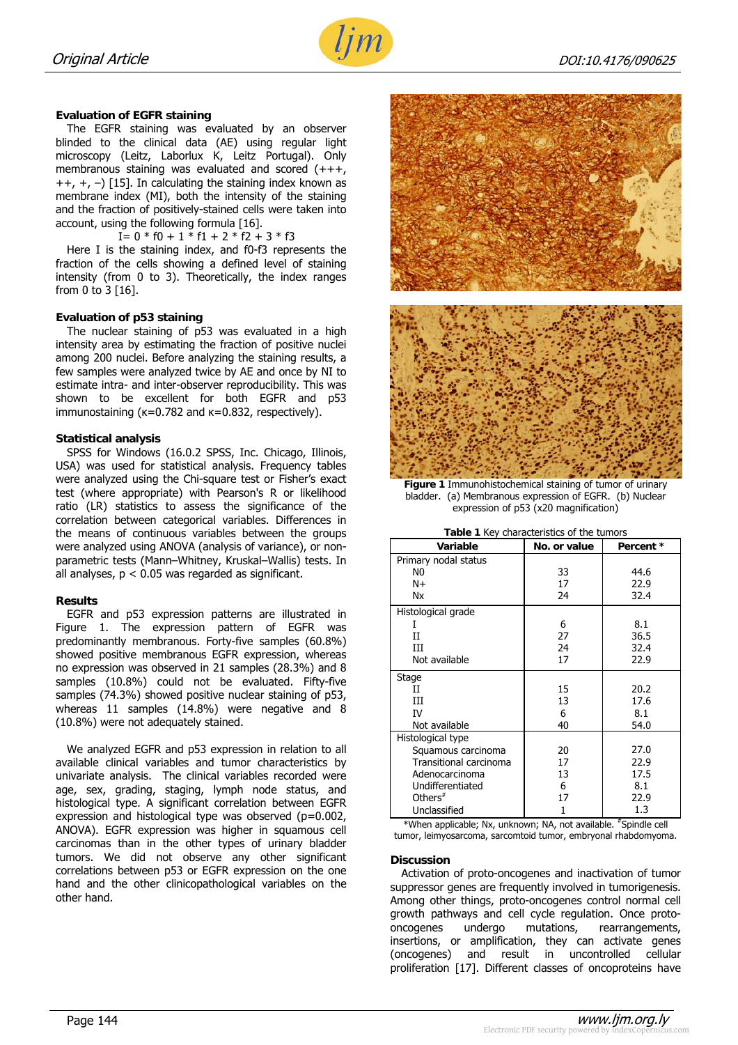### Evaluation of EGFR staining

The EGFR staining was evaluated by an observer blinded to the clinical data (AE) using regular light microscopy (Leitz, Laborlux K, Leitz Portugal). Only membranous staining was evaluated and scored (+++, ++, +, –) [15]. In calculating the staining index known as membrane index (MI), both the intensity of the staining and the fraction of positively-stained cells were taken into account, using the following formula [16].

$$I = 0 * f0 + 1 * f1 + 2 * f2 + 3 * f3$$

Here I is the staining index, and f0-f3 represents the fraction of the cells showing a defined level of staining intensity (from 0 to 3). Theoretically, the index ranges from 0 to 3 [16].

### Evaluation of p53 staining

The nuclear staining of p53 was evaluated in a high intensity area by estimating the fraction of positive nuclei among 200 nuclei. Before analyzing the staining results, a few samples were analyzed twice by AE and once by NI to estimate intra- and inter-observer reproducibility. This was shown to be excellent for both EGFR and p53 immunostaining (κ=0.782 and κ=0.832, respectively).

### Statistical analysis

SPSS for Windows (16.0.2 SPSS, Inc. Chicago, Illinois, USA) was used for statistical analysis. Frequency tables were analyzed using the Chi-square test or Fisher's exact test (where appropriate) with Pearson's R or likelihood ratio (LR) statistics to assess the significance of the correlation between categorical variables. Differences in the means of continuous variables between the groups were analyzed using ANOVA (analysis of variance), or non-parametric tests (Mann–Whitney, Kruskal–Wallis) tests. In all analyses, $p < 0.05$ was regarded as significant.

### Results

EGFR and p53 expression patterns are illustrated in Figure 1. The expression pattern of EGFR was predominantly membranous. Forty-five samples (60.8%) showed positive membranous EGFR expression, whereas no expression was observed in 21 samples (28.3%) and 8 samples (10.8%) could not be evaluated. Fifty-five samples (74.3%) showed positive nuclear staining of p53, whereas 11 samples (14.8%) were negative and 8 (10.8%) were not adequately stained.

We analyzed EGFR and p53 expression in relation to all available clinical variables and tumor characteristics by univariate analysis. The clinical variables recorded were age, sex, grading, staging, lymph node status, and histological type. A significant correlation between EGFR expression and histological type was observed (p=0.002, ANOVA). EGFR expression was higher in squamous cell carcinomas than in the other types of urinary bladder tumors. We did not observe any other significant correlations between p53 or EGFR expression on the one hand and the other clinicopathological variables on the other hand.

**Figure 1** Immunohistochemical staining of tumor of urinary bladder. (a) Membranous expression of EGFR. (b) Nuclear expression of p53 (x20 magnification)

**Table 1** Key characteristics of the tumors

| Variable | No. or value | Percent * |
|---|---|---|
| Primary nodal status | | |
| N0 | 33 | 44.6 |
| N+ | 17 | 22.9 |
| Nx | 24 | 32.4 |
| Histological grade | | |
| I | 6 | 8.1 |
| II | 27 | 36.5 |
| III | 24 | 32.4 |
| Not available | 17 | 22.9 |
| Stage | | |
| II | 15 | 20.2 |
| III | 13 | 17.6 |
| IV | 6 | 8.1 |
| Not available | 40 | 54.0 |
| Histological type | | |
| Squamous carcinoma | 20 | 27.0 |
| Transitional carcinoma | 17 | 22.9 |
| Adenocarcinoma | 13 | 17.5 |
| Undifferentiated | 6 | 8.1 |
| Others# | 17 | 22.9 |
| Unclassified | 1 | 1.3 |

*When applicable; Nx, unknown; NA, not available. #Spindle cell tumor, leimyosarcoma, sarcomtoid tumor, embryonal rhabdomyoma.

### Discussion

Activation of proto-oncogenes and inactivation of tumor suppressor genes are frequently involved in tumorigenesis. Among other things, proto-oncogenes control normal cell growth pathways and cell cycle regulation. Once proto-oncogenes undergo mutations, rearrangements, insertions, or amplification, they can activate genes (oncogenes) and result in uncontrolled cellular proliferation [17]. Different classes of oncoproteins have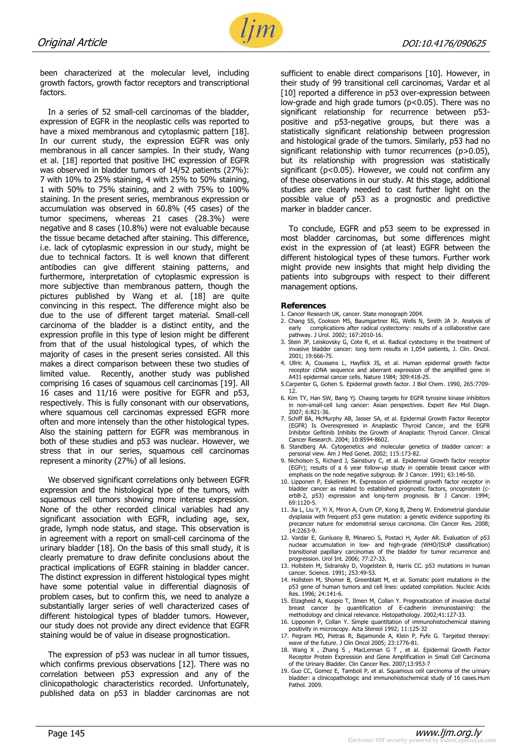been characterized at the molecular level, including growth factors, growth factor receptors and transcriptional factors.

In a series of 52 small-cell carcinomas of the bladder, expression of EGFR in the neoplastic cells was reported to have a mixed membranous and cytoplasmic pattern [18]. In our current study, the expression EGFR was only membranous in all cancer samples. In their study, Wang et al. [18] reported that positive IHC expression of EGFR was observed in bladder tumors of 14/52 patients (27%): 7 with 10% to 25% staining, 4 with 25% to 50% staining, 1 with 50% to 75% staining, and 2 with 75% to 100% staining. In the present series, membranous expression or accumulation was observed in 60.8% (45 cases) of the tumor specimens, whereas 21 cases (28.3%) were negative and 8 cases (10.8%) were not evaluable because the tissue became detached after staining. This difference, i.e. lack of cytoplasmic expression in our study, might be due to technical factors. It is well known that different antibodies can give different staining patterns, and furthermore, interpretation of cytoplasmic expression is more subjective than membranous pattern, though the pictures published by Wang et al. [18] are quite convincing in this respect. The difference might also be due to the use of different target material. Small-cell carcinoma of the bladder is a distinct entity, and the expression profile in this type of lesion might be different from that of the usual histological types, of which the majority of cases in the present series consisted. All this makes a direct comparison between these two studies of limited value. Recently, another study was published comprising 16 cases of squamous cell carcinomas [19]. All 16 cases and 11/16 were positive for EGFR and p53, respectively. This is fully consonant with our observations, where squamous cell carcinomas expressed EGFR more often and more intensely than the other histological types. Also the staining pattern for EGFR was membranous in both of these studies and p53 was nuclear. However, we stress that in our series, squamous cell carcinomas represent a minority (27%) of all lesions.

We observed significant correlations only between EGFR expression and the histological type of the tumors, with squamous cell tumors showing more intense expression. None of the other recorded clinical variables had any significant association with EGFR, including age, sex, grade, lymph node status, and stage. This observation is in agreement with a report on small-cell carcinoma of the urinary bladder [18]. On the basis of this small study, it is clearly premature to draw definite conclusions about the practical implications of EGFR staining in bladder cancer. The distinct expression in different histological types might have some potential value in differential diagnosis of problem cases, but to confirm this, we need to analyze a substantially larger series of well characterized cases of different histological types of bladder tumors. However, our study does not provide any direct evidence that EGFR staining would be of value in disease prognostication.

The expression of p53 was nuclear in all tumor tissues, which confirms previous observations [12]. There was no correlation between p53 expression and any of the clinicopathologic characteristics recorded. Unfortunately, published data on p53 in bladder carcinomas are not sufficient to enable direct comparisons [10]. However, in their study of 99 transitional cell carcinomas, Vardar et al [10] reported a difference in p53 over-expression between low-grade and high grade tumors ($p<0.05$). There was no significant relationship for recurrence between p53-positive and p53-negative groups, but there was a statistically significant relationship between progression and histological grade of the tumors. Similarly, p53 had no significant relationship with tumor recurrences ($p>0.05$), but its relationship with progression was statistically significant ($p<0.05$). However, we could not confirm any of these observations in our study. At this stage, additional studies are clearly needed to cast further light on the possible value of p53 as a prognostic and predictive marker in bladder cancer.

To conclude, EGFR and p53 seem to be expressed in most bladder carcinomas, but some differences might exist in the expression of (at least) EGFR between the different histological types of these tumors. Further work might provide new insights that might help dividing the patients into subgroups with respect to their different management options.

## References

1. Cancer Research UK, cancer. State monograph 2004.
2. Chang SS, Cookson MS, Baumgartner RG, Wells N, Smith JA Jr. Analysis of early complications after radical cystectomy: results of a collaborative care pathway. J Urol. 2002; 167:2010-16.
3. Stein JP, Leiskovsky G, Cote R, et al. Radical cystectomy in the treatment of invasive bladder cancer: long term results in 1,054 patients, J. Clin. Oncol. 2001; 19:666-75.
4. Ullric A, Coussens L, Hayflick JS, et al. Human epidermal growth factor receptor cDNA sequence and aberrant expression of the amplified gene in A431 epidermal cancer cells. Nature 1984; 309:418-25.
5. Carpenter G, Gohen S. Epidermal growth factor. J Biol Chem. 1990, 265:7709-12.
6. Kim TY, Han SW, Bang Yj. Chasing targets for EGFR tyrosine kinase inhibitors in non-small-cell lung cancer: Asian perspectives. Expert Rev Mol Diagn. 2007; 6:821-36.
7. Schiff BA, McMurphy AB, Jasser SA, et al. Epidermal Growth Factor Receptor (EGFR) Is Overexpressed in Anaplastic Thyroid Cancer, and the EGFR Inhibitor Gefitinib Inhibits the Growth of Anaplastic Thyroid Cancer. Clinical Cancer Research. 2004; 10:8594-8602.
8. Standberg AA. Cytogenetics and molecular genetics of bladder cancer: a personal view. Am J Med Genet. 2002; 115:173-82.
9. Nicholson S, Richard J, Sainsbury C, et al. Epidermal Growth factor receptor (EGFr); results of a 6 year follow-up study in operable breast cancer with emphasis on the node negative subgroup. Br J Cancer. 1991; 63:146-50.
10. Lipponen P, Eskelinen M. Expression of epidermal growth factor receptor in bladder cancer as related to established prognostic factors, oncoprotein (c-erbB-2, p53) expression and long-term prognosis. Br J Cancer. 1994; 69:1120-5.
11. Jia L, Liu Y, Yi X, Miron A, Crum CP, Kong B, Zheng W. Endometrial glandular dysplasia with frequent p53 gene mutation: a genetic evidence supporting its precancer nature for endometrial serous carcinoma. Clin Cancer Res. 2008; 14:2263-9.
12. Vardar E, Gunlusoy B, Minareci S, Postaci H, Ayder AR. Evaluation of p53 nuclear accumulation in low- and high-grade (WHO/ISUP classification) transitional papillary carcinomas of the bladder for tumor recurrence and progression. Urol Int. 2006; 77:27-33.
13. Hollstein M, Sidransky D, Vogelstein B, Harris CC. p53 mutations in human cancer. Science. 1991; 253:49-53.
14. Hollstein M, Shomer B, Greenblatt M, et al. Somatic point mutations in the p53 gene of human tumors and cell lines: updated compilation. Nucleic Acids Res. 1996; 24:141-6.
15. Elzagheid A, Kuopio T, Ilmen M, Collan Y. Prognostication of invasive ductal breast cancer by quantification of E-cadherin immunostaining: the methodology and clinical relevance. Histopathology. 2002;41:127-33.
16. Lipponen P, Collan Y. Simple quantitation of immunohistochemical staining positivity in microscopy. Acta Stereol 1992; 11:125-32
17. Pegram MD, Pietras R, Bajamonde A, Klein P, Fyfe G. Targeted therapy: wave of the future. J Clin Oncol 2005; 23:1776-81.
18. Wang X , Zhang S , MacLennan G T , et al. Epidermal Growth Factor Receptor Protein Expression and Gene Amplification in Small Cell Carcinoma of the Urinary Bladder. Clin Cancer Res. 2007;13:953-7
19. Guo CC, Gomez E, Tamboli P, et al. Squamous cell carcinoma of the urinary bladder: a clinicopathologic and immunohistochemical study of 16 cases.Hum Pathol. 2009.